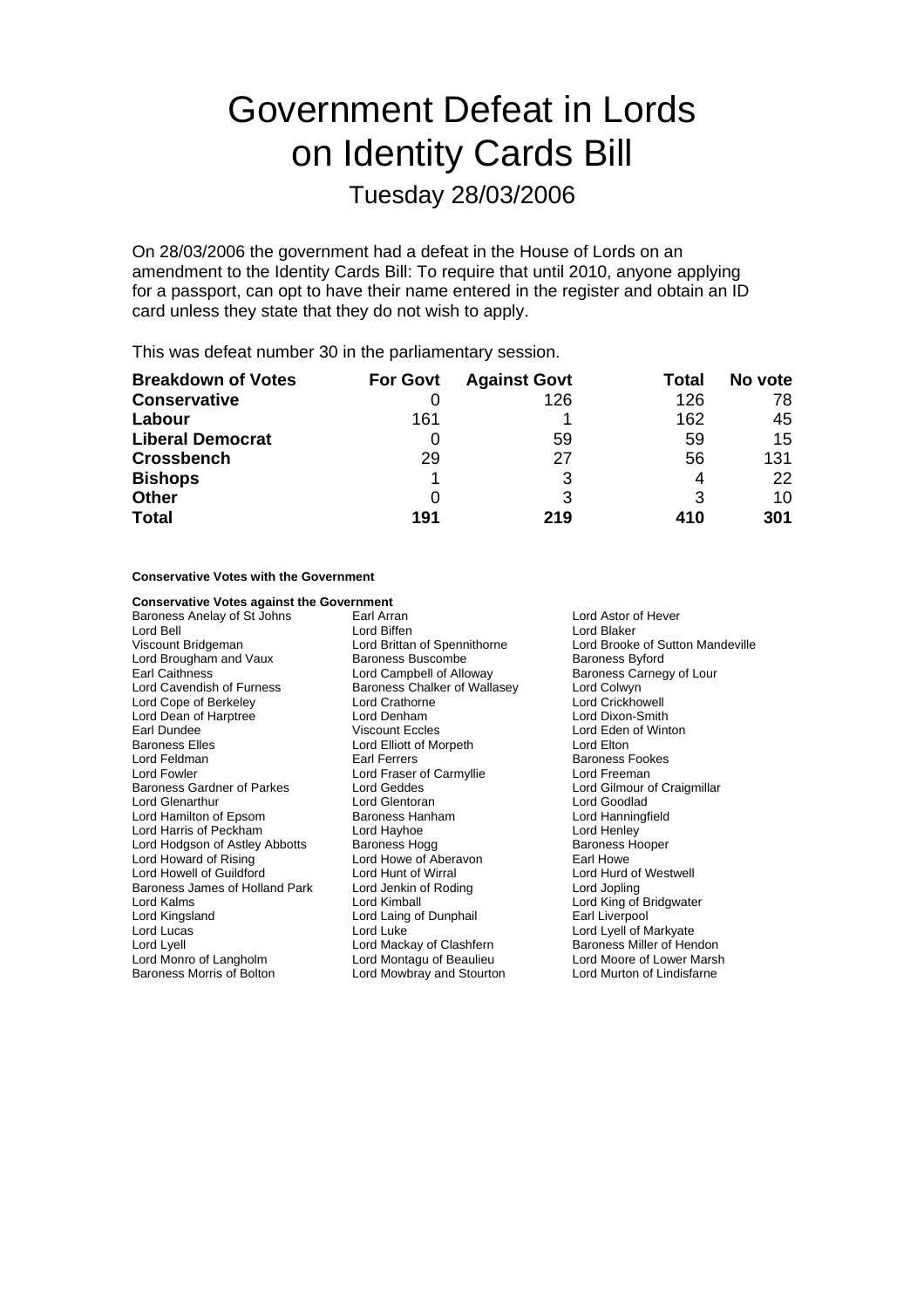# Government Defeat in Lords on Identity Cards Bill

## Tuesday 28/03/2006

On 28/03/2006 the government had a defeat in the House of Lords on an amendment to the Identity Cards Bill: To require that until 2010, anyone applying for a passport, can opt to have their name entered in the register and obtain an ID card unless they state that they do not wish to apply.

This was defeat number 30 in the parliamentary session.

| **Breakdown of Votes** | **For Govt** | **Against Govt** | **Total** | **No vote** |
|---|---|---|---|---|
| **Conservative** | 0 | 126 | 126 | 78 |
| **Labour** | 161 | 1 | 162 | 45 |
| **Liberal Democrat** | 0 | 59 | 59 | 15 |
| **Crossbench** | 29 | 27 | 56 | 131 |
| **Bishops** | 1 | 3 | 4 | 22 |
| **Other** | 0 | 3 | 3 | 10 |
| **Total** | **191** | **219** | **410** | **301** |

**Conservative Votes with the Government**

**Conservative Votes against the Government**

| | | |
|---|---|---|
| Baroness Anelay of St Johns | Earl Arran | Lord Astor of Hever |
| Lord Bell | Lord Biffen | Lord Blaker |
| Viscount Bridgeman | Lord Brittan of Spennithorne | Lord Brooke of Sutton Mandeville |
| Lord Brougham and Vaux | Baroness Buscombe | Baroness Byford |
| Earl Caithness | Lord Campbell of Alloway | Baroness Carnegy of Lour |
| Lord Cavendish of Furness | Baroness Chalker of Wallasey | Lord Colwyn |
| Lord Cope of Berkeley | Lord Crathorne | Lord Crickhowell |
| Lord Dean of Harptree | Lord Denham | Lord Dixon-Smith |
| Earl Dundee | Viscount Eccles | Lord Eden of Winton |
| Baroness Elles | Lord Elliott of Morpeth | Lord Elton |
| Lord Feldman | Earl Ferrers | Baroness Fookes |
| Lord Fowler | Lord Fraser of Carmyllie | Lord Freeman |
| Baroness Gardner of Parkes | Lord Geddes | Lord Gilmour of Craigmillar |
| Lord Glenarthur | Lord Glentoran | Lord Goodlad |
| Lord Hamilton of Epsom | Baroness Hanham | Lord Hanningfield |
| Lord Harris of Peckham | Lord Hayhoe | Lord Henley |
| Lord Hodgson of Astley Abbotts | Baroness Hogg | Baroness Hooper |
| Lord Howard of Rising | Lord Howe of Aberavon | Earl Howe |
| Lord Howell of Guildford | Lord Hunt of Wirral | Lord Hurd of Westwell |
| Baroness James of Holland Park | Lord Jenkin of Roding | Lord Jopling |
| Lord Kalms | Lord Kimball | Lord King of Bridgwater |
| Lord Kingsland | Lord Laing of Dunphail | Earl Liverpool |
| Lord Lucas | Lord Luke | Lord Lyell of Markyate |
| Lord Lyell | Lord Mackay of Clashfern | Baroness Miller of Hendon |
| Lord Monro of Langholm | Lord Montagu of Beaulieu | Lord Moore of Lower Marsh |
| Baroness Morris of Bolton | Lord Mowbray and Stourton | Lord Murton of Lindisfarne |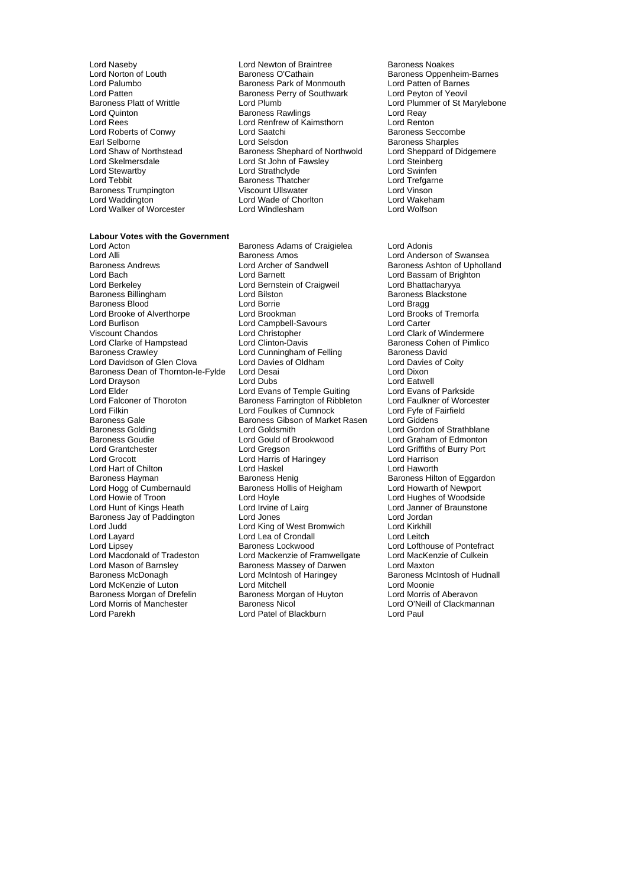Lord Naseby
Lord Newton of Braintree
Baroness Noakes
Lord Norton of Louth
Baroness O'Cathain
Baroness Oppenheim-Barnes
Lord Palumbo
Baroness Park of Monmouth
Lord Patten of Barnes
Lord Patten
Baroness Perry of Southwark
Lord Peyton of Yeovil
Baroness Platt of Writtle
Lord Plumb
Lord Plummer of St Marylebone
Lord Quinton
Baroness Rawlings
Lord Reay
Lord Rees
Lord Renfrew of Kaimsthorn
Lord Renton
Lord Roberts of Conwy
Lord Saatchi
Baroness Seccombe
Earl Selborne
Lord Selsdon
Baroness Sharples
Lord Shaw of Northstead
Baroness Shephard of Northwold
Lord Sheppard of Didgemere
Lord Skelmersdale
Lord St John of Fawsley
Lord Steinberg
Lord Stewartby
Lord Strathclyde
Lord Swinfen
Lord Tebbit
Baroness Thatcher
Lord Trefgarne
Baroness Trumpington
Viscount Ullswater
Lord Vinson
Lord Waddington
Lord Wade of Chorlton
Lord Wakeham
Lord Walker of Worcester
Lord Windlesham
Lord Wolfson

**Labour Votes with the Government**

Lord Acton
Baroness Adams of Craigielea
Lord Adonis
Lord Alli
Baroness Amos
Lord Anderson of Swansea
Baroness Andrews
Lord Archer of Sandwell
Baroness Ashton of Upholland
Lord Bach
Lord Barnett
Lord Bassam of Brighton
Lord Berkeley
Lord Bernstein of Craigweil
Lord Bhattacharyya
Baroness Billingham
Lord Bilston
Baroness Blackstone
Baroness Blood
Lord Borrie
Lord Bragg
Lord Brooke of Alverthorpe
Lord Brookman
Lord Brooks of Tremorfa
Lord Burlison
Lord Campbell-Savours
Lord Carter
Viscount Chandos
Lord Christopher
Lord Clark of Windermere
Lord Clarke of Hampstead
Lord Clinton-Davis
Baroness Cohen of Pimlico
Baroness Crawley
Lord Cunningham of Felling
Baroness David
Lord Davidson of Glen Clova
Lord Davies of Oldham
Lord Davies of Coity
Baroness Dean of Thornton-le-Fylde
Lord Desai
Lord Dixon
Lord Drayson
Lord Dubs
Lord Eatwell
Lord Elder
Lord Evans of Temple Guiting
Lord Evans of Parkside
Lord Falconer of Thoroton
Baroness Farrington of Ribbleton
Lord Faulkner of Worcester
Lord Filkin
Lord Foulkes of Cumnock
Lord Fyfe of Fairfield
Baroness Gale
Baroness Gibson of Market Rasen
Lord Giddens
Baroness Golding
Lord Goldsmith
Lord Gordon of Strathblane
Baroness Goudie
Lord Gould of Brookwood
Lord Graham of Edmonton
Lord Grantchester
Lord Gregson
Lord Griffiths of Burry Port
Lord Grocott
Lord Harris of Haringey
Lord Harrison
Lord Hart of Chilton
Lord Haskel
Lord Haworth
Baroness Hayman
Baroness Henig
Baroness Hilton of Eggardon
Lord Hogg of Cumbernauld
Baroness Hollis of Heigham
Lord Howarth of Newport
Lord Howie of Troon
Lord Hoyle
Lord Hughes of Woodside
Lord Hunt of Kings Heath
Lord Irvine of Lairg
Lord Janner of Braunstone
Baroness Jay of Paddington
Lord Jones
Lord Jordan
Lord Judd
Lord King of West Bromwich
Lord Kirkhill
Lord Layard
Lord Lea of Crondall
Lord Leitch
Lord Lipsey
Baroness Lockwood
Lord Lofthouse of Pontefract
Lord Macdonald of Tradeston
Lord Mackenzie of Framwellgate
Lord MacKenzie of Culkein
Lord Mason of Barnsley
Baroness Massey of Darwen
Lord Maxton
Baroness McDonagh
Lord McIntosh of Haringey
Baroness McIntosh of Hudnall
Lord McKenzie of Luton
Lord Mitchell
Lord Moonie
Baroness Morgan of Drefelin
Baroness Morgan of Huyton
Lord Morris of Aberavon
Lord Morris of Manchester
Baroness Nicol
Lord O'Neill of Clackmannan
Lord Parekh
Lord Patel of Blackburn
Lord Paul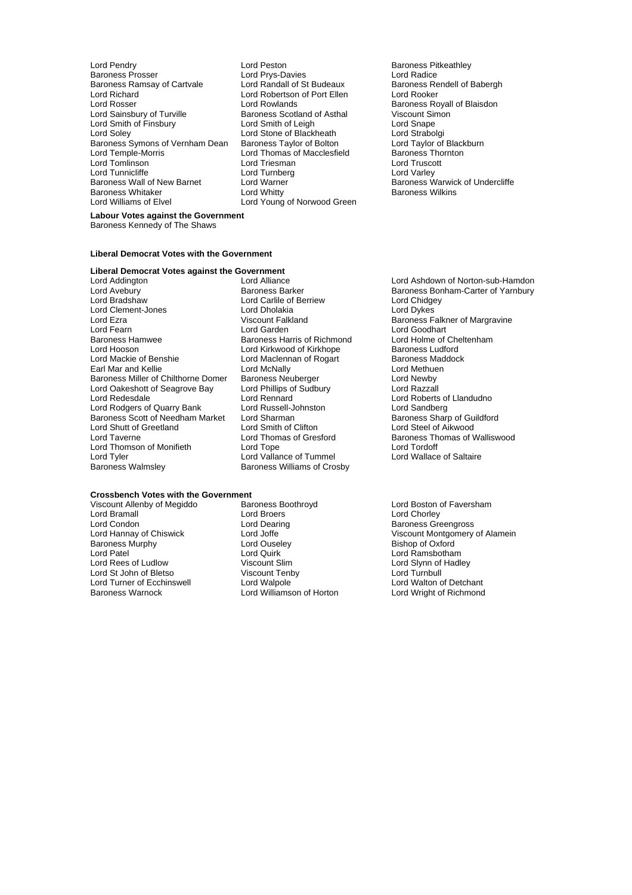Lord Pendry
Lord Peston
Baroness Pitkeathley
Baroness Prosser
Lord Prys-Davies
Lord Radice
Baroness Ramsay of Cartvale
Lord Randall of St Budeaux
Baroness Rendell of Babergh
Lord Richard
Lord Robertson of Port Ellen
Lord Rooker
Lord Rosser
Lord Rowlands
Baroness Royall of Blaisdon
Lord Sainsbury of Turville
Baroness Scotland of Asthal
Viscount Simon
Lord Smith of Finsbury
Lord Smith of Leigh
Lord Snape
Lord Soley
Lord Stone of Blackheath
Lord Strabolgi
Baroness Symons of Vernham Dean
Baroness Taylor of Bolton
Lord Taylor of Blackburn
Lord Temple-Morris
Lord Thomas of Macclesfield
Baroness Thornton
Lord Tomlinson
Lord Triesman
Lord Truscott
Lord Tunnicliffe
Lord Turnberg
Lord Varley
Baroness Wall of New Barnet
Lord Warner
Baroness Warwick of Undercliffe
Baroness Whitaker
Lord Whitty
Baroness Wilkins
Lord Williams of Elvel
Lord Young of Norwood Green

**Labour Votes against the Government**

Baroness Kennedy of The Shaws

**Liberal Democrat Votes with the Government**

**Liberal Democrat Votes against the Government**

Lord Addington
Lord Alliance
Lord Ashdown of Norton-sub-Hamdon
Lord Avebury
Baroness Barker
Baroness Bonham-Carter of Yarnbury
Lord Bradshaw
Lord Carlile of Berriew
Lord Chidgey
Lord Clement-Jones
Lord Dholakia
Lord Dykes
Lord Ezra
Viscount Falkland
Baroness Falkner of Margravine
Lord Fearn
Lord Garden
Lord Goodhart
Baroness Hamwee
Baroness Harris of Richmond
Lord Holme of Cheltenham
Lord Hooson
Lord Kirkwood of Kirkhope
Baroness Ludford
Lord Mackie of Benshie
Lord Maclennan of Rogart
Baroness Maddock
Earl Mar and Kellie
Lord McNally
Lord Methuen
Baroness Miller of Chilthorne Domer
Baroness Neuberger
Lord Newby
Lord Oakeshott of Seagrove Bay
Lord Phillips of Sudbury
Lord Razzall
Lord Redesdale
Lord Rennard
Lord Roberts of Llandudno
Lord Rodgers of Quarry Bank
Lord Russell-Johnston
Lord Sandberg
Baroness Scott of Needham Market
Lord Sharman
Baroness Sharp of Guildford
Lord Shutt of Greetland
Lord Smith of Clifton
Lord Steel of Aikwood
Lord Taverne
Lord Thomas of Gresford
Baroness Thomas of Walliswood
Lord Thomson of Monifieth
Lord Tope
Lord Tordoff
Lord Tyler
Lord Vallance of Tummel
Lord Wallace of Saltaire
Baroness Walmsley
Baroness Williams of Crosby

**Crossbench Votes with the Government**

Viscount Allenby of Megiddo
Baroness Boothroyd
Lord Boston of Faversham
Lord Bramall
Lord Broers
Lord Chorley
Lord Condon
Lord Dearing
Baroness Greengross
Lord Hannay of Chiswick
Lord Joffe
Viscount Montgomery of Alamein
Baroness Murphy
Lord Ouseley
Bishop of Oxford
Lord Patel
Lord Quirk
Lord Ramsbotham
Lord Rees of Ludlow
Viscount Slim
Lord Slynn of Hadley
Lord St John of Bletso
Viscount Tenby
Lord Turnbull
Lord Turner of Ecchinswell
Lord Walpole
Lord Walton of Detchant
Baroness Warnock
Lord Williamson of Horton
Lord Wright of Richmond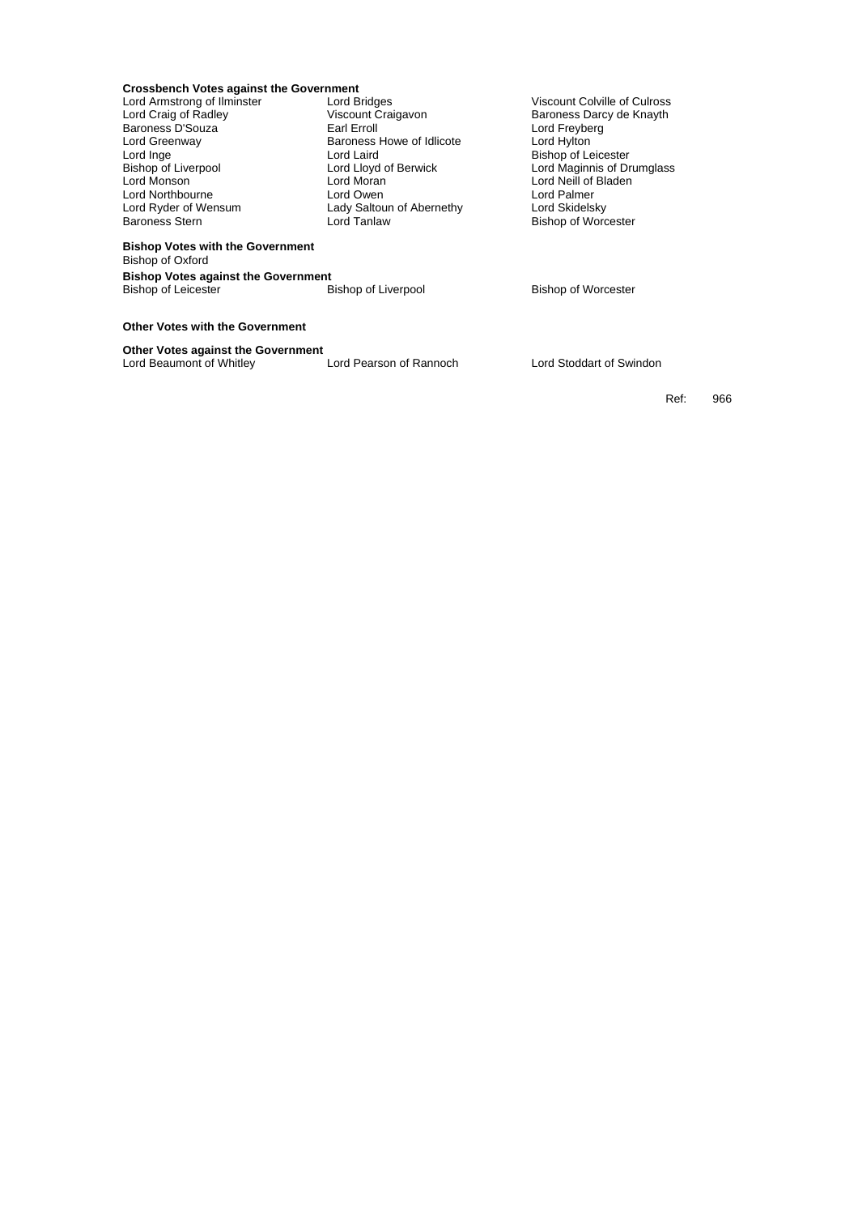**Crossbench Votes against the Government**

Lord Armstrong of Ilminster
Lord Bridges
Viscount Colville of Culross
Lord Craig of Radley
Viscount Craigavon
Baroness Darcy de Knayth
Baroness D'Souza
Earl Erroll
Lord Freyberg
Lord Greenway
Baroness Howe of Idlicote
Lord Hylton
Lord Inge
Lord Laird
Bishop of Leicester
Bishop of Liverpool
Lord Lloyd of Berwick
Lord Maginnis of Drumglass
Lord Monson
Lord Moran
Lord Neill of Bladen
Lord Northbourne
Lord Owen
Lord Palmer
Lord Ryder of Wensum
Lady Saltoun of Abernethy
Lord Skidelsky
Baroness Stern
Lord Tanlaw
Bishop of Worcester

**Bishop Votes with the Government**

Bishop of Oxford

**Bishop Votes against the Government**

Bishop of Leicester
Bishop of Liverpool
Bishop of Worcester

**Other Votes with the Government**

**Other Votes against the Government**

Lord Beaumont of Whitley
Lord Pearson of Rannoch
Lord Stoddart of Swindon

Ref: 966